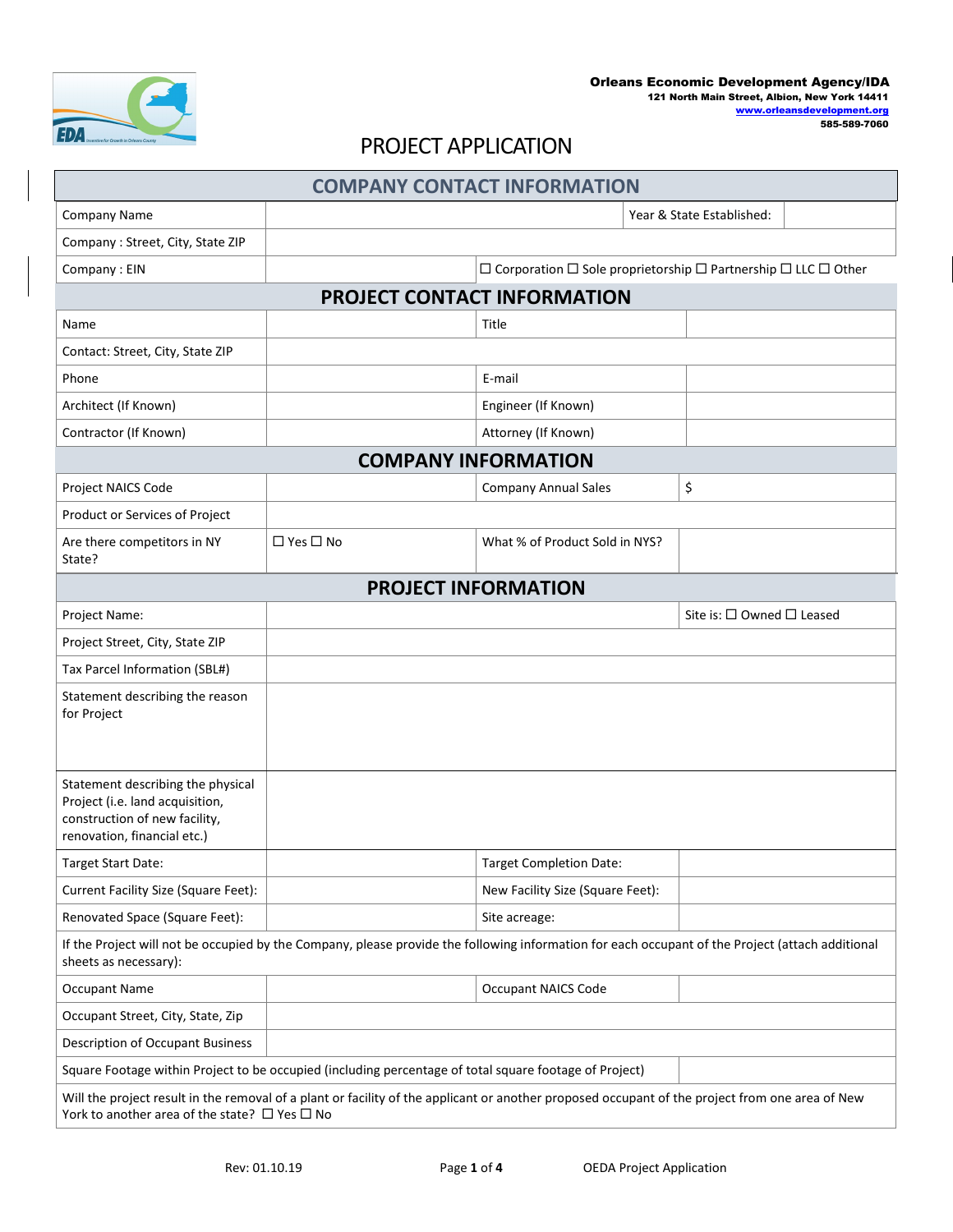**Orleans Economic Development Agency/IDA**
121 North Main Street, Albion, New York 14411
www.orleansdevelopment.org
585-589-7060

# PROJECT APPLICATION

## COMPANY CONTACT INFORMATION

| | | | |
|---|---|---|---|
| Company Name | | Year & State Established: | |
| Company : Street, City, State ZIP | | | |
| Company : EIN | | ☐ Corporation ☐ Sole proprietorship ☐ Partnership ☐ LLC ☐ Other | |

## PROJECT CONTACT INFORMATION

| | | | |
|---|---|---|---|
| Name | | Title | |
| Contact: Street, City, State ZIP | | | |
| Phone | | E-mail | |
| Architect (If Known) | | Engineer (If Known) | |
| Contractor (If Known) | | Attorney (If Known) | |

## COMPANY INFORMATION

| | | | |
|---|---|---|---|
| Project NAICS Code | | Company Annual Sales | $ |
| Product or Services of Project | | | |
| Are there competitors in NY State? | ☐ Yes ☐ No | What % of Product Sold in NYS? | |

## PROJECT INFORMATION

| | | | |
|---|---|---|---|
| Project Name: | | Site is: ☐ Owned ☐ Leased | |
| Project Street, City, State ZIP | | | |
| Tax Parcel Information (SBL#) | | | |
| Statement describing the reason for Project | | | |
| Statement describing the physical Project (i.e. land acquisition, construction of new facility, renovation, financial etc.) | | | |
| Target Start Date: | | Target Completion Date: | |
| Current Facility Size (Square Feet): | | New Facility Size (Square Feet): | |
| Renovated Space (Square Feet): | | Site acreage: | |
| If the Project will not be occupied by the Company, please provide the following information for each occupant of the Project (attach additional sheets as necessary): | | | |
| Occupant Name | | Occupant NAICS Code | |
| Occupant Street, City, State, Zip | | | |
| Description of Occupant Business | | | |
| Square Footage within Project to be occupied (including percentage of total square footage of Project) | | | |
| Will the project result in the removal of a plant or facility of the applicant or another proposed occupant of the project from one area of New York to another area of the state? ☐ Yes ☐ No | | | |

Rev: 01.10.19 OEDA Project Application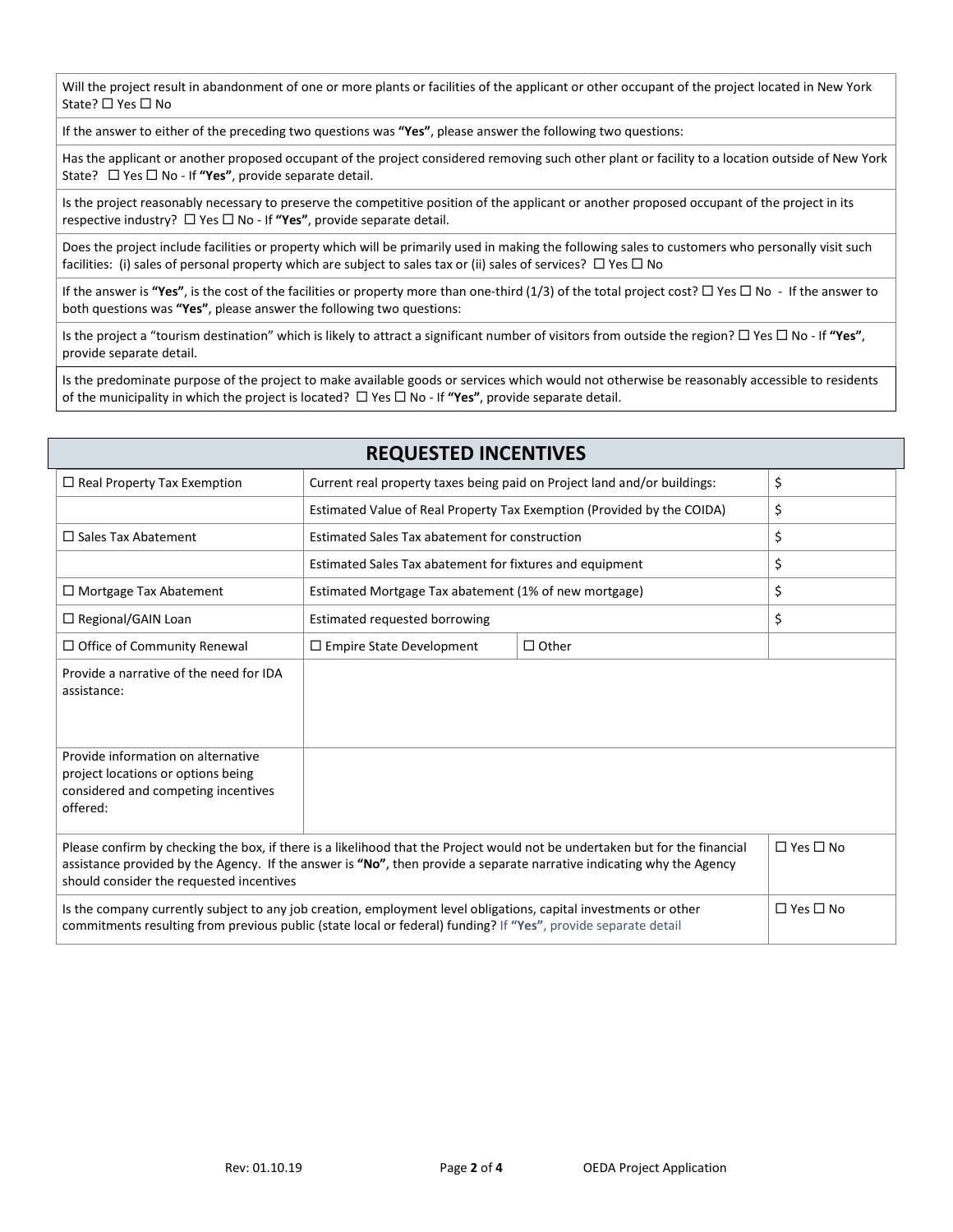| Will the project result in abandonment of one or more plants or facilities of the applicant or other occupant of the project located in New York State? ☐ Yes ☐ No |
|---|
| If the answer to either of the preceding two questions was **"Yes"**, please answer the following two questions: |
| Has the applicant or another proposed occupant of the project considered removing such other plant or facility to a location outside of New York State? ☐ Yes ☐ No - If **"Yes"**, provide separate detail. |
| Is the project reasonably necessary to preserve the competitive position of the applicant or another proposed occupant of the project in its respective industry? ☐ Yes ☐ No - If **"Yes"**, provide separate detail. |
| Does the project include facilities or property which will be primarily used in making the following sales to customers who personally visit such facilities: (i) sales of personal property which are subject to sales tax or (ii) sales of services? ☐ Yes ☐ No |
| If the answer is **"Yes"**, is the cost of the facilities or property more than one-third (1/3) of the total project cost? ☐ Yes ☐ No - If the answer to both questions was **"Yes"**, please answer the following two questions: |
| Is the project a "tourism destination" which is likely to attract a significant number of visitors from outside the region? ☐ Yes ☐ No - If **"Yes"**, provide separate detail. |
| Is the predominate purpose of the project to make available goods or services which would not otherwise be reasonably accessible to residents of the municipality in which the project is located? ☐ Yes ☐ No - If **"Yes"**, provide separate detail. |

## REQUESTED INCENTIVES

| | | | |
|---|---|---|---|
| ☐ Real Property Tax Exemption | Current real property taxes being paid on Project land and/or buildings: | | $ |
| | Estimated Value of Real Property Tax Exemption (Provided by the COIDA) | | $ |
| ☐ Sales Tax Abatement | Estimated Sales Tax abatement for construction | | $ |
| | Estimated Sales Tax abatement for fixtures and equipment | | $ |
| ☐ Mortgage Tax Abatement | Estimated Mortgage Tax abatement (1% of new mortgage) | | $ |
| ☐ Regional/GAIN Loan | Estimated requested borrowing | | $ |
| ☐ Office of Community Renewal | ☐ Empire State Development | ☐ Other | |
| Provide a narrative of the need for IDA assistance: | | | |
| Provide information on alternative project locations or options being considered and competing incentives offered: | | | |

| | |
|---|---|
| Please confirm by checking the box, if there is a likelihood that the Project would not be undertaken but for the financial assistance provided by the Agency. If the answer is **"No"**, then provide a separate narrative indicating why the Agency should consider the requested incentives | ☐ Yes ☐ No |
| Is the company currently subject to any job creation, employment level obligations, capital investments or other commitments resulting from previous public (state local or federal) funding? If **"Yes"**, provide separate detail | ☐ Yes ☐ No |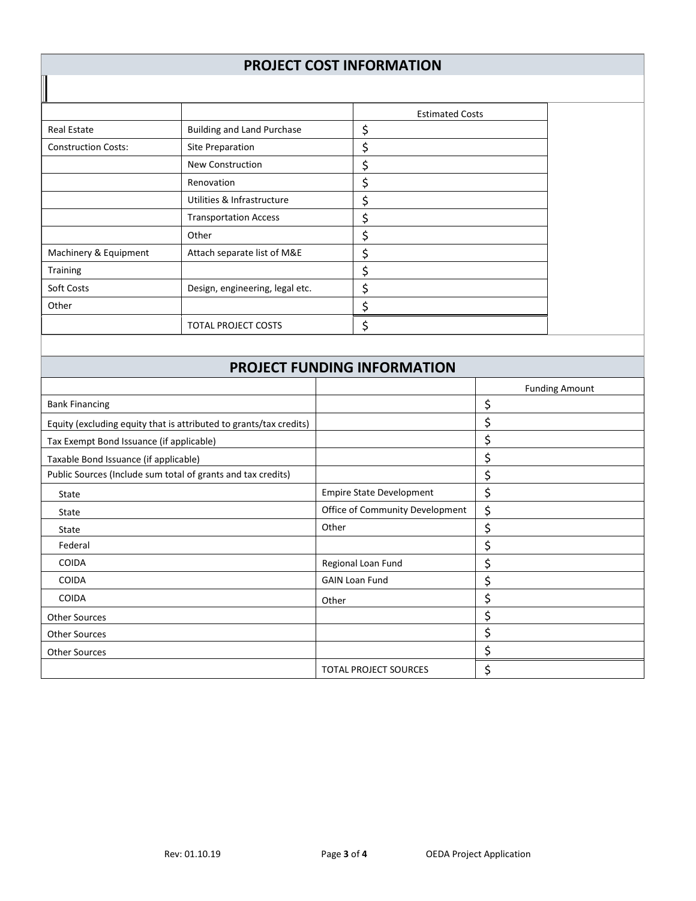## PROJECT COST INFORMATION

| | | Estimated Costs |
|---|---|---|
| Real Estate | Building and Land Purchase | $ |
| Construction Costs: | Site Preparation | $ |
| | New Construction | $ |
| | Renovation | $ |
| | Utilities & Infrastructure | $ |
| | Transportation Access | $ |
| | Other | $ |
| Machinery & Equipment | Attach separate list of M&E | $ |
| Training | | $ |
| Soft Costs | Design, engineering, legal etc. | $ |
| Other | | $ |
| | TOTAL PROJECT COSTS | $ |

## PROJECT FUNDING INFORMATION

| | | Funding Amount |
|---|---|---|
| Bank Financing | | $ |
| Equity (excluding equity that is attributed to grants/tax credits) | | $ |
| Tax Exempt Bond Issuance (if applicable) | | $ |
| Taxable Bond Issuance (if applicable) | | $ |
| Public Sources (Include sum total of grants and tax credits) | | $ |
| State | Empire State Development | $ |
| State | Office of Community Development | $ |
| State | Other | $ |
| Federal | | $ |
| COIDA | Regional Loan Fund | $ |
| COIDA | GAIN Loan Fund | $ |
| COIDA | Other | $ |
| Other Sources | | $ |
| Other Sources | | $ |
| Other Sources | | $ |
| | TOTAL PROJECT SOURCES | $ |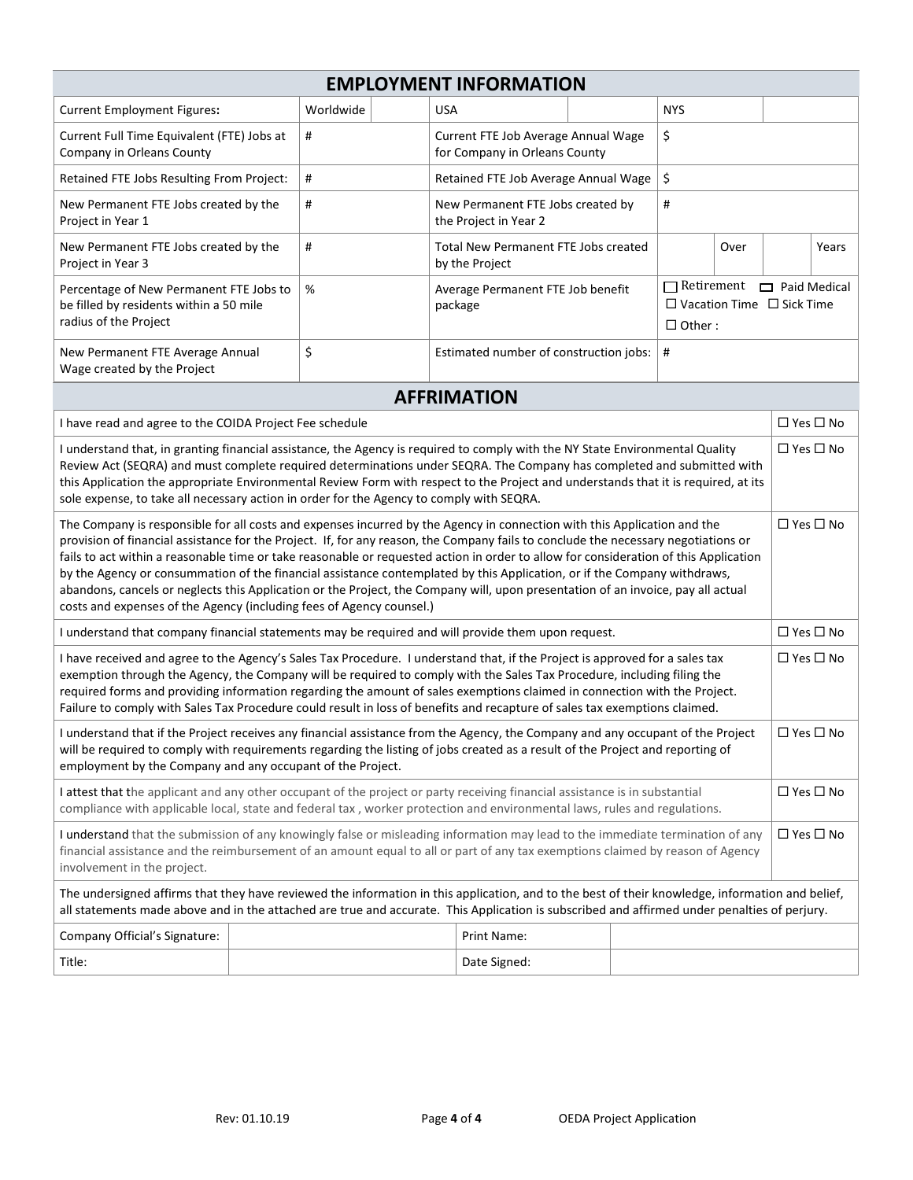## EMPLOYMENT INFORMATION

| | | | | | | |
|---|---|---|---|---|---|---|
| Current Employment Figures: | Worldwide | | USA | | NYS | |
| Current Full Time Equivalent (FTE) Jobs at Company in Orleans County | # | | Current FTE Job Average Annual Wage for Company in Orleans County | | $ | |
| Retained FTE Jobs Resulting From Project: | # | | Retained FTE Job Average Annual Wage | | $ | |
| New Permanent FTE Jobs created by the Project in Year 1 | # | | New Permanent FTE Jobs created by the Project in Year 2 | | # | |
| New Permanent FTE Jobs created by the Project in Year 3 | # | | Total New Permanent FTE Jobs created by the Project | | Over | Years |
| Percentage of New Permanent FTE Jobs to be filled by residents within a 50 mile radius of the Project | % | | Average Permanent FTE Job benefit package | | ☐ Retirement ☐ Paid Medical ☐ Vacation Time ☐ Sick Time ☐ Other : | |
| New Permanent FTE Average Annual Wage created by the Project | $ | | Estimated number of construction jobs: | | # | |

## AFFIRMATION

| | |
|---|---|
| I have read and agree to the COIDA Project Fee schedule | ☐ Yes ☐ No |
| I understand that, in granting financial assistance, the Agency is required to comply with the NY State Environmental Quality Review Act (SEQRA) and must complete required determinations under SEQRA. The Company has completed and submitted with this Application the appropriate Environmental Review Form with respect to the Project and understands that it is required, at its sole expense, to take all necessary action in order for the Agency to comply with SEQRA. | ☐ Yes ☐ No |
| The Company is responsible for all costs and expenses incurred by the Agency in connection with this Application and the provision of financial assistance for the Project. If, for any reason, the Company fails to conclude the necessary negotiations or fails to act within a reasonable time or take reasonable or requested action in order to allow for consideration of this Application by the Agency or consummation of the financial assistance contemplated by this Application, or if the Company withdraws, abandons, cancels or neglects this Application or the Project, the Company will, upon presentation of an invoice, pay all actual costs and expenses of the Agency (including fees of Agency counsel.) | ☐ Yes ☐ No |
| I understand that company financial statements may be required and will provide them upon request. | ☐ Yes ☐ No |
| I have received and agree to the Agency's Sales Tax Procedure. I understand that, if the Project is approved for a sales tax exemption through the Agency, the Company will be required to comply with the Sales Tax Procedure, including filing the required forms and providing information regarding the amount of sales exemptions claimed in connection with the Project. Failure to comply with Sales Tax Procedure could result in loss of benefits and recapture of sales tax exemptions claimed. | ☐ Yes ☐ No |
| I understand that if the Project receives any financial assistance from the Agency, the Company and any occupant of the Project will be required to comply with requirements regarding the listing of jobs created as a result of the Project and reporting of employment by the Company and any occupant of the Project. | ☐ Yes ☐ No |
| I attest that the applicant and any other occupant of the project or party receiving financial assistance is in substantial compliance with applicable local, state and federal tax , worker protection and environmental laws, rules and regulations. | ☐ Yes ☐ No |
| I understand that the submission of any knowingly false or misleading information may lead to the immediate termination of any financial assistance and the reimbursement of an amount equal to all or part of any tax exemptions claimed by reason of Agency involvement in the project. | ☐ Yes ☐ No |

The undersigned affirms that they have reviewed the information in this application, and to the best of their knowledge, information and belief, all statements made above and in the attached are true and accurate. This Application is subscribed and affirmed under penalties of perjury.

| | | | |
|---|---|---|---|
| Company Official's Signature: | | Print Name: | |
| Title: | | Date Signed: | |

Rev: 01.10.19 OEDA Project Application